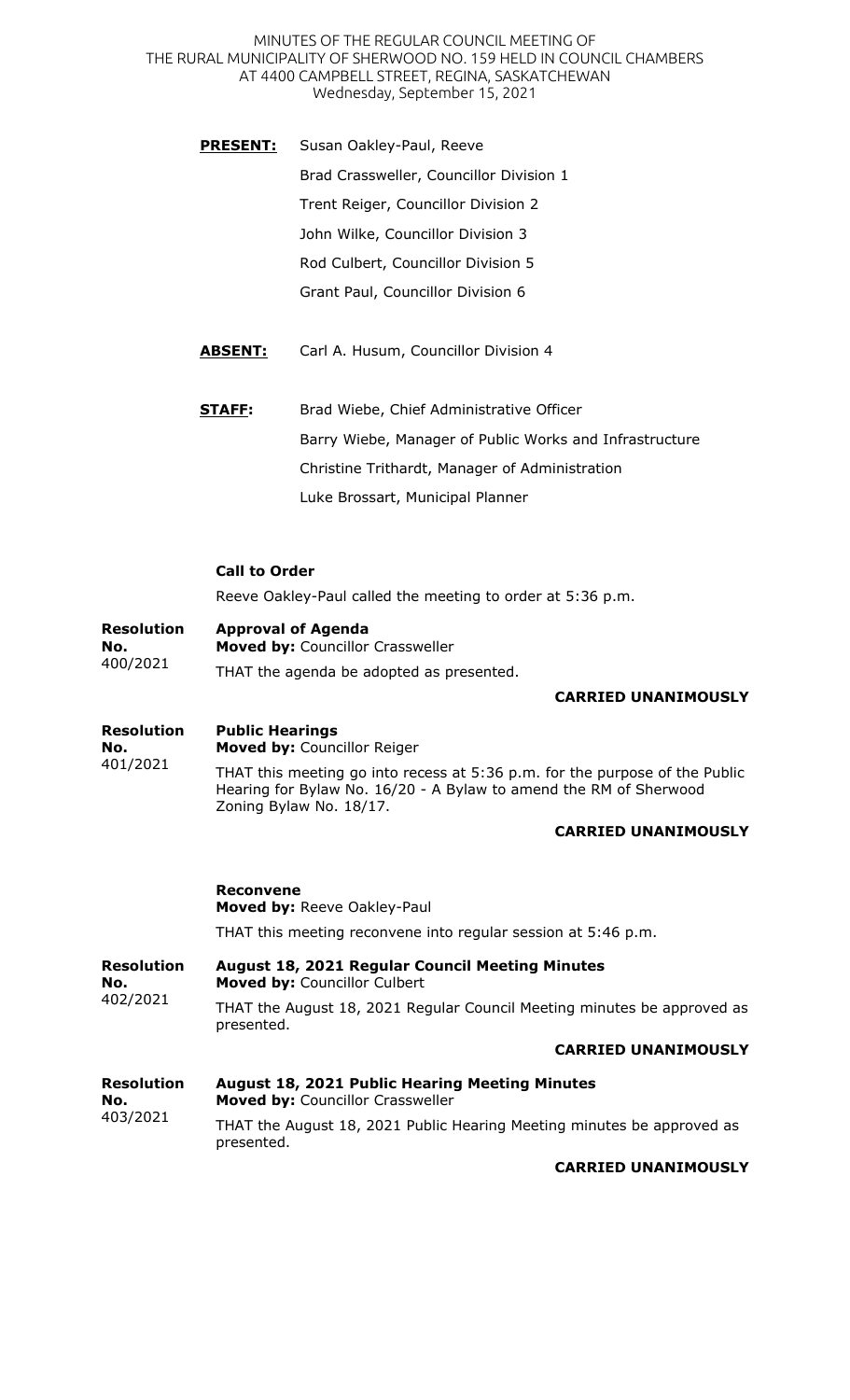MINUTES OF THE REGULAR COUNCIL MEETING OF THE RURAL MUNICIPALITY OF SHERWOOD NO. 159 HELD IN COUNCIL CHAMBERS AT 4400 CAMPBELL STREET, REGINA, SASKATCHEWAN
Wednesday, September 15, 2021

**PRESENT:** Susan Oakley-Paul, Reeve
Brad Crassweller, Councillor Division 1
Trent Reiger, Councillor Division 2
John Wilke, Councillor Division 3
Rod Culbert, Councillor Division 5
Grant Paul, Councillor Division 6

**ABSENT:** Carl A. Husum, Councillor Division 4

**STAFF:** Brad Wiebe, Chief Administrative Officer
Barry Wiebe, Manager of Public Works and Infrastructure
Christine Trithardt, Manager of Administration
Luke Brossart, Municipal Planner

**Call to Order**

Reeve Oakley-Paul called the meeting to order at 5:36 p.m.

**Resolution No.** 400/2021

**Approval of Agenda**
**Moved by:** Councillor Crassweller

THAT the agenda be adopted as presented.

**CARRIED UNANIMOUSLY**

**Resolution No.** 401/2021

**Public Hearings**
**Moved by:** Councillor Reiger

THAT this meeting go into recess at 5:36 p.m. for the purpose of the Public Hearing for Bylaw No. 16/20 - A Bylaw to amend the RM of Sherwood Zoning Bylaw No. 18/17.

**CARRIED UNANIMOUSLY**

**Reconvene**
**Moved by:** Reeve Oakley-Paul

THAT this meeting reconvene into regular session at 5:46 p.m.

**Resolution No.** 402/2021

**August 18, 2021 Regular Council Meeting Minutes**
**Moved by:** Councillor Culbert

THAT the August 18, 2021 Regular Council Meeting minutes be approved as presented.

**CARRIED UNANIMOUSLY**

**Resolution No.** 403/2021

**August 18, 2021 Public Hearing Meeting Minutes**
**Moved by:** Councillor Crassweller

THAT the August 18, 2021 Public Hearing Meeting minutes be approved as presented.

**CARRIED UNANIMOUSLY**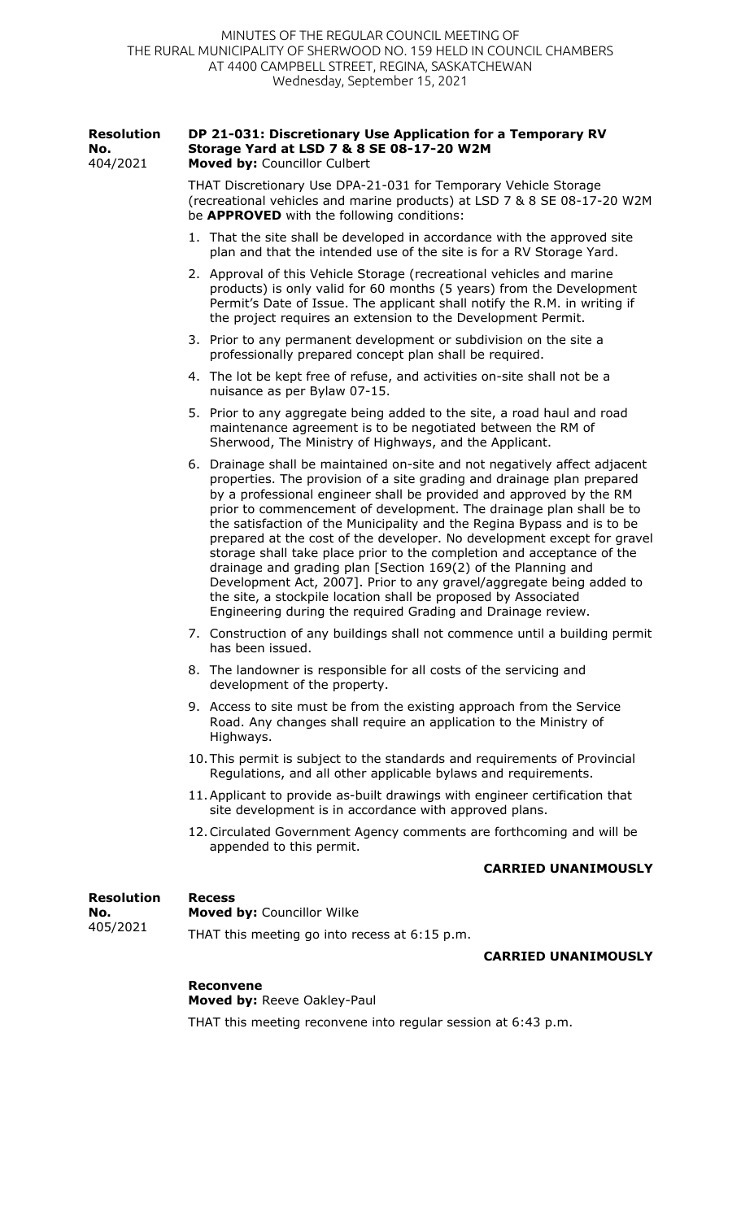MINUTES OF THE REGULAR COUNCIL MEETING OF
THE RURAL MUNICIPALITY OF SHERWOOD NO. 159 HELD IN COUNCIL CHAMBERS
AT 4400 CAMPBELL STREET, REGINA, SASKATCHEWAN
Wednesday, September 15, 2021

**Resolution No.** 404/2021

**DP 21-031: Discretionary Use Application for a Temporary RV Storage Yard at LSD 7 & 8 SE 08-17-20 W2M**
**Moved by:** Councillor Culbert

THAT Discretionary Use DPA-21-031 for Temporary Vehicle Storage (recreational vehicles and marine products) at LSD 7 & 8 SE 08-17-20 W2M be **APPROVED** with the following conditions:

1. That the site shall be developed in accordance with the approved site plan and that the intended use of the site is for a RV Storage Yard.
2. Approval of this Vehicle Storage (recreational vehicles and marine products) is only valid for 60 months (5 years) from the Development Permit's Date of Issue. The applicant shall notify the R.M. in writing if the project requires an extension to the Development Permit.
3. Prior to any permanent development or subdivision on the site a professionally prepared concept plan shall be required.
4. The lot be kept free of refuse, and activities on-site shall not be a nuisance as per Bylaw 07-15.
5. Prior to any aggregate being added to the site, a road haul and road maintenance agreement is to be negotiated between the RM of Sherwood, The Ministry of Highways, and the Applicant.
6. Drainage shall be maintained on-site and not negatively affect adjacent properties. The provision of a site grading and drainage plan prepared by a professional engineer shall be provided and approved by the RM prior to commencement of development. The drainage plan shall be to the satisfaction of the Municipality and the Regina Bypass and is to be prepared at the cost of the developer. No development except for gravel storage shall take place prior to the completion and acceptance of the drainage and grading plan [Section 169(2) of the Planning and Development Act, 2007]. Prior to any gravel/aggregate being added to the site, a stockpile location shall be proposed by Associated Engineering during the required Grading and Drainage review.
7. Construction of any buildings shall not commence until a building permit has been issued.
8. The landowner is responsible for all costs of the servicing and development of the property.
9. Access to site must be from the existing approach from the Service Road. Any changes shall require an application to the Ministry of Highways.
10. This permit is subject to the standards and requirements of Provincial Regulations, and all other applicable bylaws and requirements.
11. Applicant to provide as-built drawings with engineer certification that site development is in accordance with approved plans.
12. Circulated Government Agency comments are forthcoming and will be appended to this permit.

**CARRIED UNANIMOUSLY**

**Resolution No.** 405/2021

**Recess**
**Moved by:** Councillor Wilke

THAT this meeting go into recess at 6:15 p.m.

**CARRIED UNANIMOUSLY**

**Reconvene**
**Moved by:** Reeve Oakley-Paul

THAT this meeting reconvene into regular session at 6:43 p.m.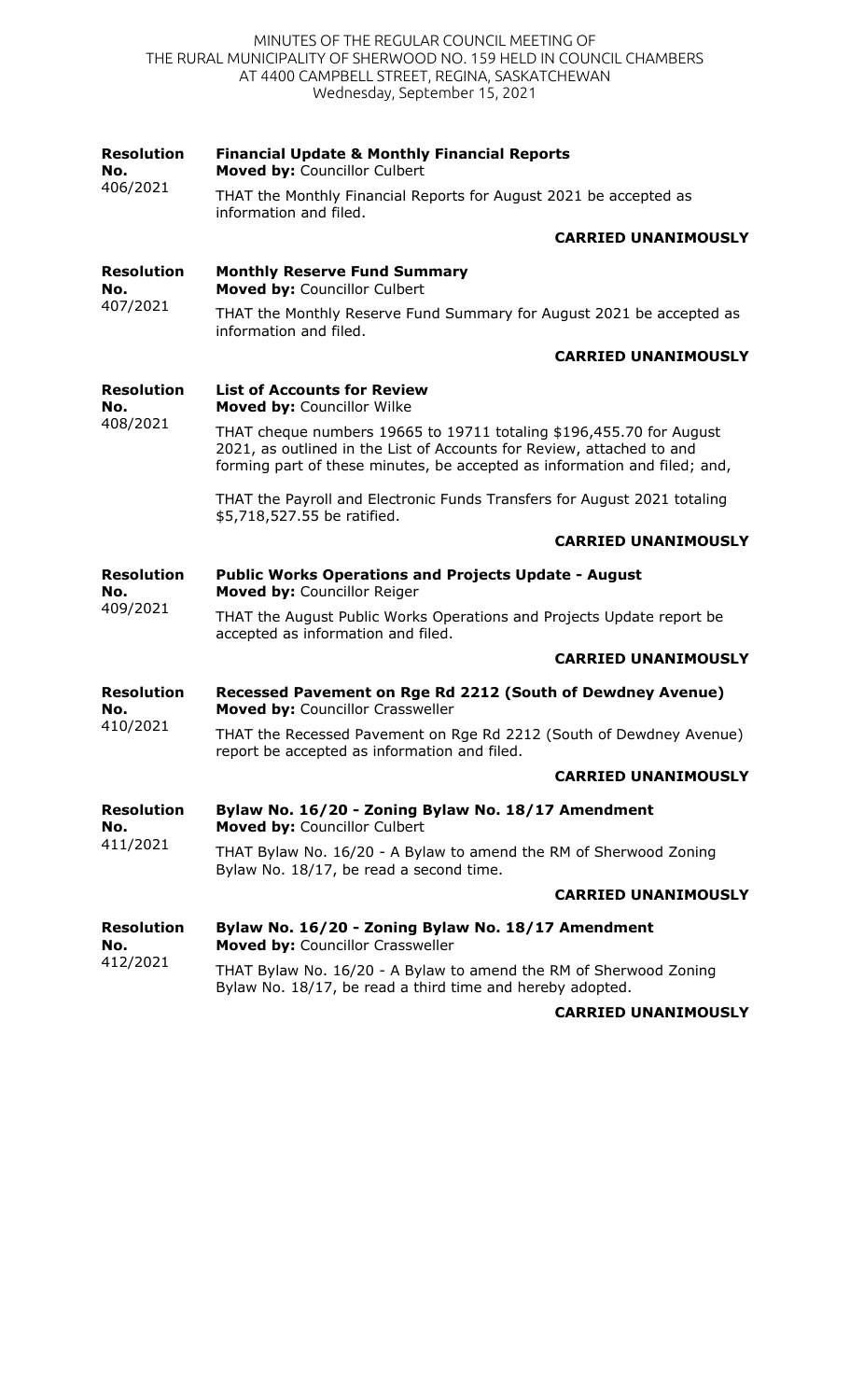| | |
|---|---|
| **Resolution No.** 406/2021 | **Financial Update & Monthly Financial Reports**<br>**Moved by:** Councillor Culbert<br><br>THAT the Monthly Financial Reports for August 2021 be accepted as information and filed.<br><br>**CARRIED UNANIMOUSLY** |
| **Resolution No.** 407/2021 | **Monthly Reserve Fund Summary**<br>**Moved by:** Councillor Culbert<br><br>THAT the Monthly Reserve Fund Summary for August 2021 be accepted as information and filed.<br><br>**CARRIED UNANIMOUSLY** |
| **Resolution No.** 408/2021 | **List of Accounts for Review**<br>**Moved by:** Councillor Wilke<br><br>THAT cheque numbers 19665 to 19711 totaling $196,455.70 for August 2021, as outlined in the List of Accounts for Review, attached to and forming part of these minutes, be accepted as information and filed; and,<br><br>THAT the Payroll and Electronic Funds Transfers for August 2021 totaling $5,718,527.55 be ratified.<br><br>**CARRIED UNANIMOUSLY** |
| **Resolution No.** 409/2021 | **Public Works Operations and Projects Update - August**<br>**Moved by:** Councillor Reiger<br><br>THAT the August Public Works Operations and Projects Update report be accepted as information and filed.<br><br>**CARRIED UNANIMOUSLY** |
| **Resolution No.** 410/2021 | **Recessed Pavement on Rge Rd 2212 (South of Dewdney Avenue)**<br>**Moved by:** Councillor Crassweller<br><br>THAT the Recessed Pavement on Rge Rd 2212 (South of Dewdney Avenue) report be accepted as information and filed.<br><br>**CARRIED UNANIMOUSLY** |
| **Resolution No.** 411/2021 | **Bylaw No. 16/20 - Zoning Bylaw No. 18/17 Amendment**<br>**Moved by:** Councillor Culbert<br><br>THAT Bylaw No. 16/20 - A Bylaw to amend the RM of Sherwood Zoning Bylaw No. 18/17, be read a second time.<br><br>**CARRIED UNANIMOUSLY** |
| **Resolution No.** 412/2021 | **Bylaw No. 16/20 - Zoning Bylaw No. 18/17 Amendment**<br>**Moved by:** Councillor Crassweller<br><br>THAT Bylaw No. 16/20 - A Bylaw to amend the RM of Sherwood Zoning Bylaw No. 18/17, be read a third time and hereby adopted.<br><br>**CARRIED UNANIMOUSLY** |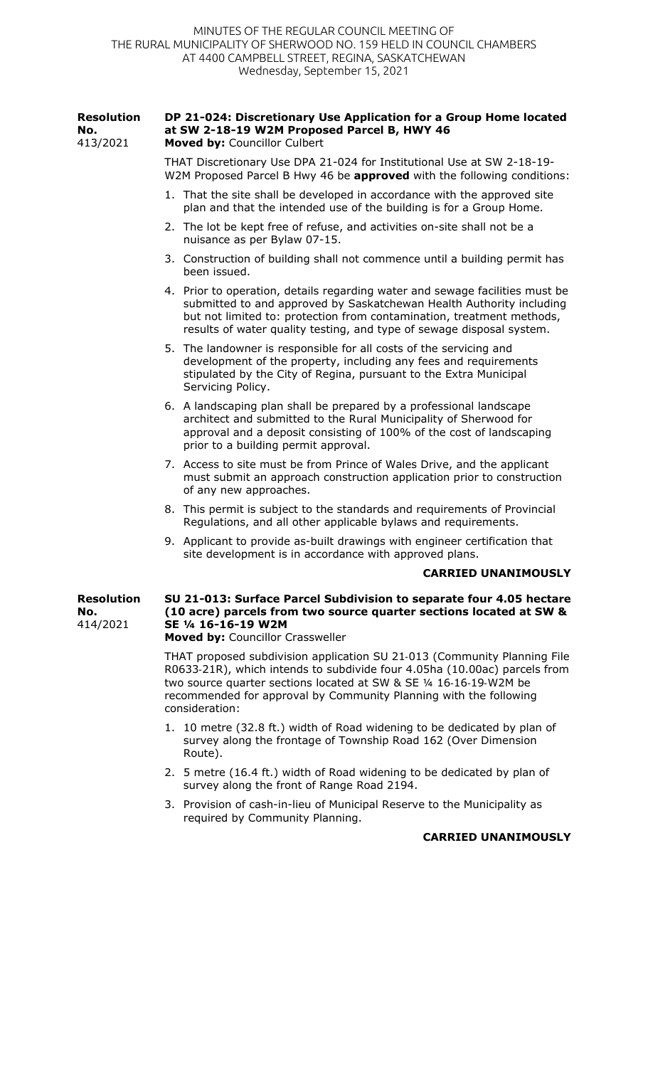MINUTES OF THE REGULAR COUNCIL MEETING OF
THE RURAL MUNICIPALITY OF SHERWOOD NO. 159 HELD IN COUNCIL CHAMBERS
AT 4400 CAMPBELL STREET, REGINA, SASKATCHEWAN
Wednesday, September 15, 2021

**Resolution No.** 413/2021

**DP 21-024: Discretionary Use Application for a Group Home located at SW 2-18-19 W2M Proposed Parcel B, HWY 46**
**Moved by:** Councillor Culbert

THAT Discretionary Use DPA 21-024 for Institutional Use at SW 2-18-19-W2M Proposed Parcel B Hwy 46 be **approved** with the following conditions:

1. That the site shall be developed in accordance with the approved site plan and that the intended use of the building is for a Group Home.
2. The lot be kept free of refuse, and activities on-site shall not be a nuisance as per Bylaw 07-15.
3. Construction of building shall not commence until a building permit has been issued.
4. Prior to operation, details regarding water and sewage facilities must be submitted to and approved by Saskatchewan Health Authority including but not limited to: protection from contamination, treatment methods, results of water quality testing, and type of sewage disposal system.
5. The landowner is responsible for all costs of the servicing and development of the property, including any fees and requirements stipulated by the City of Regina, pursuant to the Extra Municipal Servicing Policy.
6. A landscaping plan shall be prepared by a professional landscape architect and submitted to the Rural Municipality of Sherwood for approval and a deposit consisting of 100% of the cost of landscaping prior to a building permit approval.
7. Access to site must be from Prince of Wales Drive, and the applicant must submit an approach construction application prior to construction of any new approaches.
8. This permit is subject to the standards and requirements of Provincial Regulations, and all other applicable bylaws and requirements.
9. Applicant to provide as-built drawings with engineer certification that site development is in accordance with approved plans.

**CARRIED UNANIMOUSLY**

**Resolution No.** 414/2021

**SU 21-013: Surface Parcel Subdivision to separate four 4.05 hectare (10 acre) parcels from two source quarter sections located at SW & SE ¼ 16-16-19 W2M**
**Moved by:** Councillor Crassweller

THAT proposed subdivision application SU 21-013 (Community Planning File R0633-21R), which intends to subdivide four 4.05ha (10.00ac) parcels from two source quarter sections located at SW & SE ¼ 16-16-19-W2M be recommended for approval by Community Planning with the following consideration:

1. 10 metre (32.8 ft.) width of Road widening to be dedicated by plan of survey along the frontage of Township Road 162 (Over Dimension Route).
2. 5 metre (16.4 ft.) width of Road widening to be dedicated by plan of survey along the front of Range Road 2194.
3. Provision of cash-in-lieu of Municipal Reserve to the Municipality as required by Community Planning.

**CARRIED UNANIMOUSLY**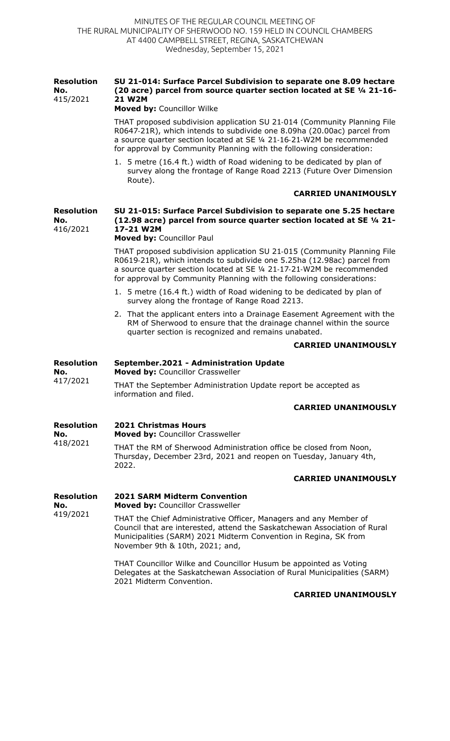**Resolution No. 415/2021**

**SU 21-014: Surface Parcel Subdivision to separate one 8.09 hectare (20 acre) parcel from source quarter section located at SE ¼ 21-16-21 W2M**

**Moved by:** Councillor Wilke

THAT proposed subdivision application SU 21-014 (Community Planning File R0647-21R), which intends to subdivide one 8.09ha (20.00ac) parcel from a source quarter section located at SE ¼ 21-16-21-W2M be recommended for approval by Community Planning with the following consideration:

1. 5 metre (16.4 ft.) width of Road widening to be dedicated by plan of survey along the frontage of Range Road 2213 (Future Over Dimension Route).

**CARRIED UNANIMOUSLY**

**Resolution No. 416/2021**

**SU 21-015: Surface Parcel Subdivision to separate one 5.25 hectare (12.98 acre) parcel from source quarter section located at SE ¼ 21-17-21 W2M**

**Moved by:** Councillor Paul

THAT proposed subdivision application SU 21-015 (Community Planning File R0619-21R), which intends to subdivide one 5.25ha (12.98ac) parcel from a source quarter section located at SE ¼ 21-17-21-W2M be recommended for approval by Community Planning with the following considerations:

1. 5 metre (16.4 ft.) width of Road widening to be dedicated by plan of survey along the frontage of Range Road 2213.
2. That the applicant enters into a Drainage Easement Agreement with the RM of Sherwood to ensure that the drainage channel within the source quarter section is recognized and remains unabated.

**CARRIED UNANIMOUSLY**

**Resolution No. 417/2021**

**September.2021 - Administration Update**

**Moved by:** Councillor Crassweller

THAT the September Administration Update report be accepted as information and filed.

**CARRIED UNANIMOUSLY**

**Resolution No. 418/2021**

**2021 Christmas Hours**

**Moved by:** Councillor Crassweller

THAT the RM of Sherwood Administration office be closed from Noon, Thursday, December 23rd, 2021 and reopen on Tuesday, January 4th, 2022.

**CARRIED UNANIMOUSLY**

**Resolution No. 419/2021**

**2021 SARM Midterm Convention**

**Moved by:** Councillor Crassweller

THAT the Chief Administrative Officer, Managers and any Member of Council that are interested, attend the Saskatchewan Association of Rural Municipalities (SARM) 2021 Midterm Convention in Regina, SK from November 9th & 10th, 2021; and,

THAT Councillor Wilke and Councillor Husum be appointed as Voting Delegates at the Saskatchewan Association of Rural Municipalities (SARM) 2021 Midterm Convention.

**CARRIED UNANIMOUSLY**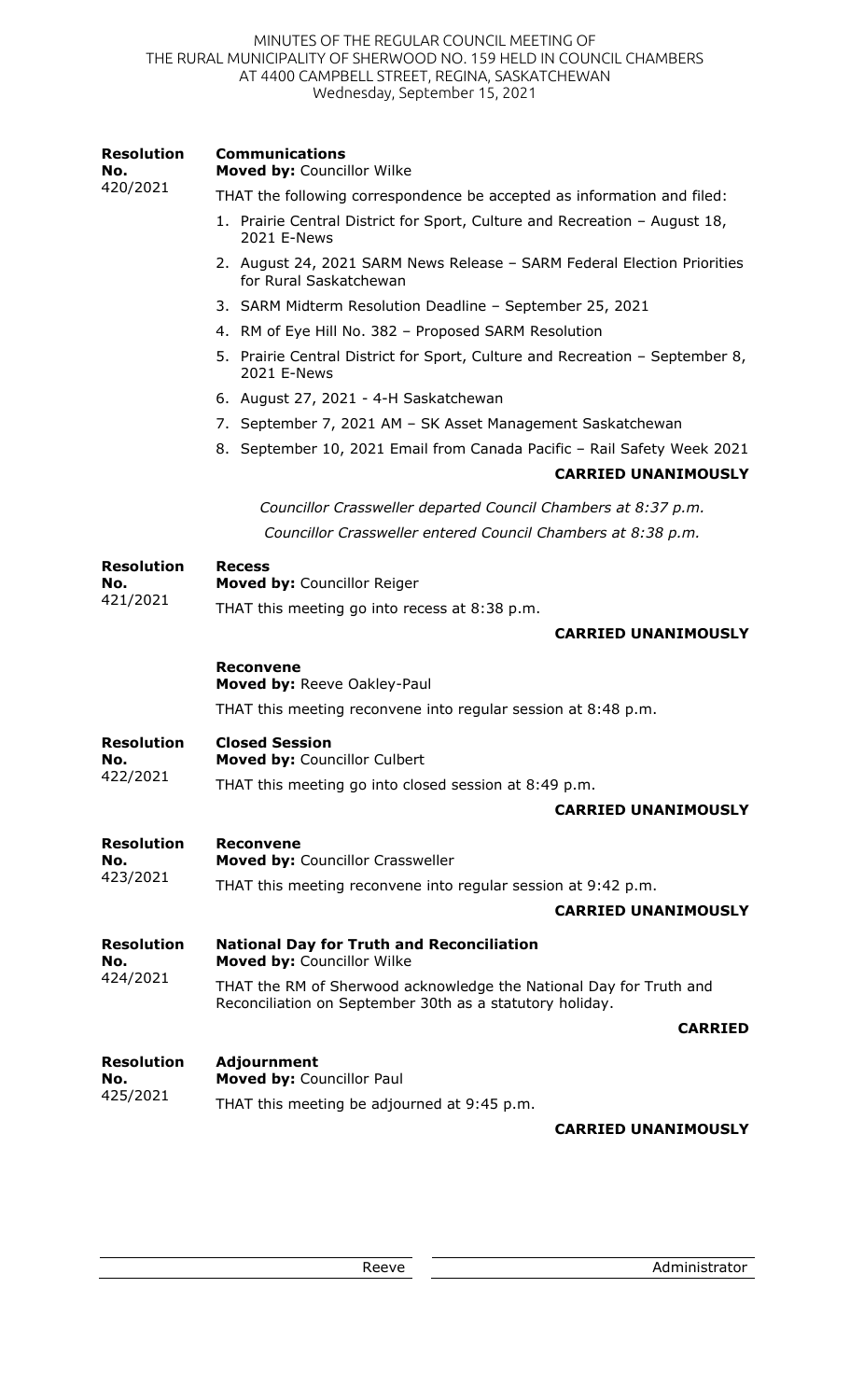MINUTES OF THE REGULAR COUNCIL MEETING OF
THE RURAL MUNICIPALITY OF SHERWOOD NO. 159 HELD IN COUNCIL CHAMBERS
AT 4400 CAMPBELL STREET, REGINA, SASKATCHEWAN
Wednesday, September 15, 2021

**Resolution No.** 420/2021

**Communications**
**Moved by:** Councillor Wilke

THAT the following correspondence be accepted as information and filed:

1. Prairie Central District for Sport, Culture and Recreation – August 18, 2021 E-News
2. August 24, 2021 SARM News Release – SARM Federal Election Priorities for Rural Saskatchewan
3. SARM Midterm Resolution Deadline – September 25, 2021
4. RM of Eye Hill No. 382 – Proposed SARM Resolution
5. Prairie Central District for Sport, Culture and Recreation – September 8, 2021 E-News
6. August 27, 2021 - 4-H Saskatchewan
7. September 7, 2021 AM – SK Asset Management Saskatchewan
8. September 10, 2021 Email from Canada Pacific – Rail Safety Week 2021

**CARRIED UNANIMOUSLY**

*Councillor Crassweller departed Council Chambers at 8:37 p.m.*

*Councillor Crassweller entered Council Chambers at 8:38 p.m.*

**Resolution No.** 421/2021

**Recess**
**Moved by:** Councillor Reiger

THAT this meeting go into recess at 8:38 p.m.

**CARRIED UNANIMOUSLY**

**Reconvene**
**Moved by:** Reeve Oakley-Paul

THAT this meeting reconvene into regular session at 8:48 p.m.

**Resolution No.** 422/2021

**Closed Session**
**Moved by:** Councillor Culbert

THAT this meeting go into closed session at 8:49 p.m.

**CARRIED UNANIMOUSLY**

**Resolution No.** 423/2021

**Reconvene**
**Moved by:** Councillor Crassweller

THAT this meeting reconvene into regular session at 9:42 p.m.

**CARRIED UNANIMOUSLY**

**Resolution No.** 424/2021

**National Day for Truth and Reconciliation**
**Moved by:** Councillor Wilke

THAT the RM of Sherwood acknowledge the National Day for Truth and Reconciliation on September 30th as a statutory holiday.

**CARRIED**

**Resolution No.** 425/2021

**Adjournment**
**Moved by:** Councillor Paul

THAT this meeting be adjourned at 9:45 p.m.

**CARRIED UNANIMOUSLY**

Reeve

Administrator